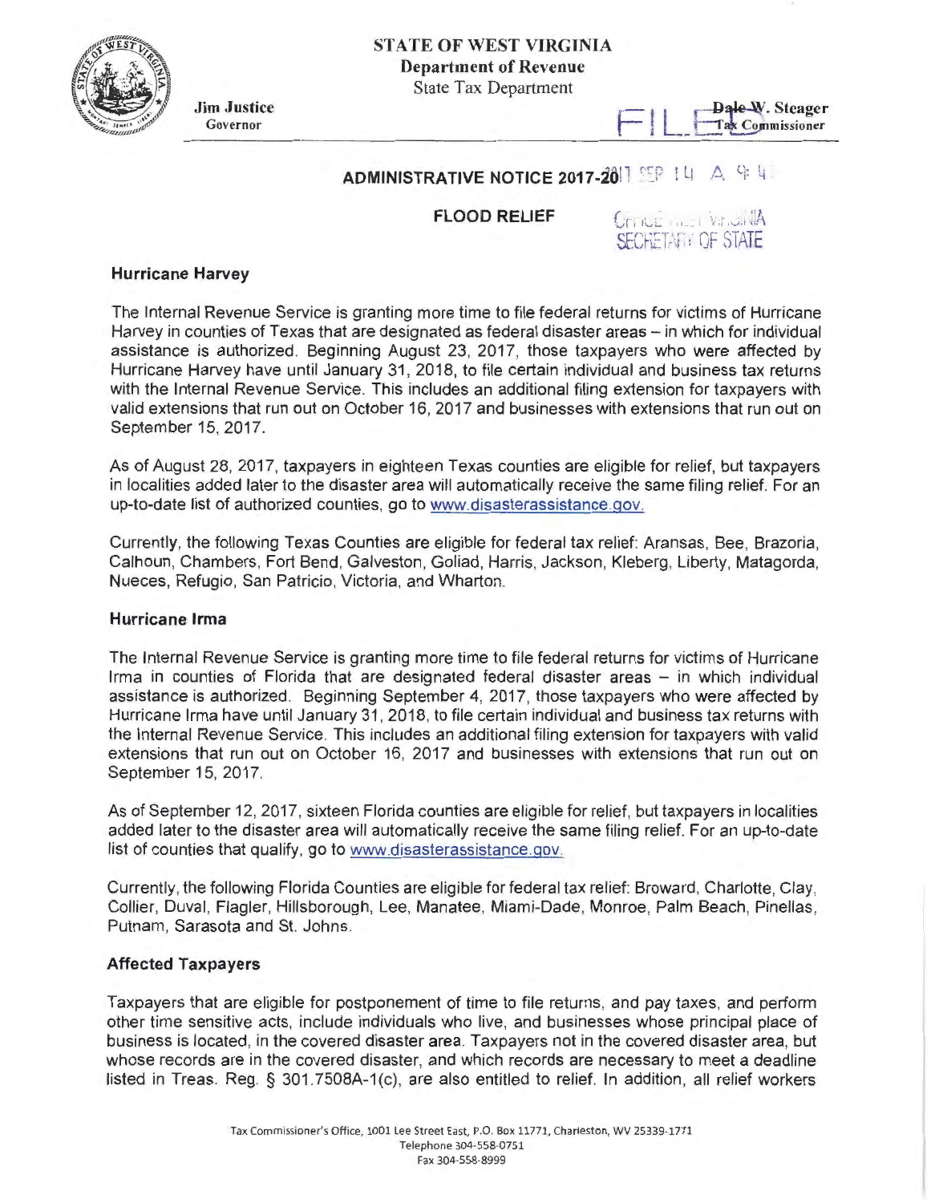STATE OF WEST VIRGINIA
**Department of Revenue**
State Tax Department

**Jim Justice**
Governor

**Dale W. Steager**
Tax Commissioner

FILED

# ADMINISTRATIVE NOTICE 2017-20

2017 SEP 14 A 9:4

## FLOOD RELIEF

OFFICE WEST VIRGINIA
SECRETARY OF STATE

### Hurricane Harvey

The Internal Revenue Service is granting more time to file federal returns for victims of Hurricane Harvey in counties of Texas that are designated as federal disaster areas – in which for individual assistance is authorized. Beginning August 23, 2017, those taxpayers who were affected by Hurricane Harvey have until January 31, 2018, to file certain individual and business tax returns with the Internal Revenue Service. This includes an additional filing extension for taxpayers with valid extensions that run out on October 16, 2017 and businesses with extensions that run out on September 15, 2017.

As of August 28, 2017, taxpayers in eighteen Texas counties are eligible for relief, but taxpayers in localities added later to the disaster area will automatically receive the same filing relief. For an up-to-date list of authorized counties, go to www.disasterassistance.gov.

Currently, the following Texas Counties are eligible for federal tax relief: Aransas, Bee, Brazoria, Calhoun, Chambers, Fort Bend, Galveston, Goliad, Harris, Jackson, Kleberg, Liberty, Matagorda, Nueces, Refugio, San Patricio, Victoria, and Wharton.

### Hurricane Irma

The Internal Revenue Service is granting more time to file federal returns for victims of Hurricane Irma in counties of Florida that are designated federal disaster areas – in which individual assistance is authorized. Beginning September 4, 2017, those taxpayers who were affected by Hurricane Irma have until January 31, 2018, to file certain individual and business tax returns with the Internal Revenue Service. This includes an additional filing extension for taxpayers with valid extensions that run out on October 16, 2017 and businesses with extensions that run out on September 15, 2017.

As of September 12, 2017, sixteen Florida counties are eligible for relief, but taxpayers in localities added later to the disaster area will automatically receive the same filing relief. For an up-to-date list of counties that qualify, go to www.disasterassistance.gov.

Currently, the following Florida Counties are eligible for federal tax relief: Broward, Charlotte, Clay, Collier, Duval, Flagler, Hillsborough, Lee, Manatee, Miami-Dade, Monroe, Palm Beach, Pinellas, Putnam, Sarasota and St. Johns.

### Affected Taxpayers

Taxpayers that are eligible for postponement of time to file returns, and pay taxes, and perform other time sensitive acts, include individuals who live, and businesses whose principal place of business is located, in the covered disaster area. Taxpayers not in the covered disaster area, but whose records are in the covered disaster, and which records are necessary to meet a deadline listed in Treas. Reg. § 301.7508A-1(c), are also entitled to relief. In addition, all relief workers

Tax Commissioner's Office, 1001 Lee Street East, P.O. Box 11771, Charleston, WV 25339-1771
Telephone 304-558-0751
Fax 304-558-8999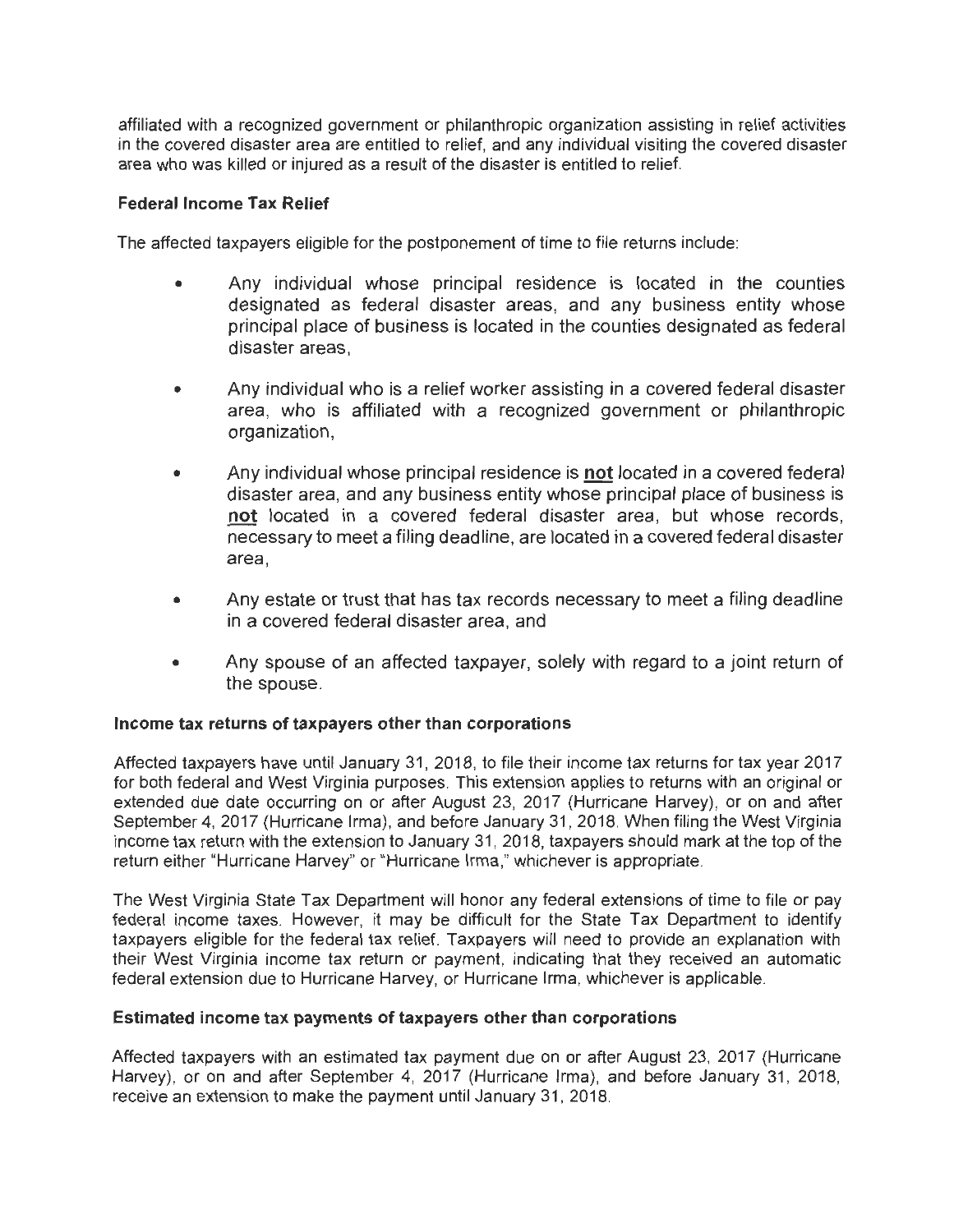affiliated with a recognized government or philanthropic organization assisting in relief activities in the covered disaster area are entitled to relief, and any individual visiting the covered disaster area who was killed or injured as a result of the disaster is entitled to relief.

**Federal Income Tax Relief**

The affected taxpayers eligible for the postponement of time to file returns include:

- Any individual whose principal residence is located in the counties designated as federal disaster areas, and any business entity whose principal place of business is located in the counties designated as federal disaster areas,
- Any individual who is a relief worker assisting in a covered federal disaster area, who is affiliated with a recognized government or philanthropic organization,
- Any individual whose principal residence is **not** located in a covered federal disaster area, and any business entity whose principal place of business is **not** located in a covered federal disaster area, but whose records, necessary to meet a filing deadline, are located in a covered federal disaster area,
- Any estate or trust that has tax records necessary to meet a filing deadline in a covered federal disaster area, and
- Any spouse of an affected taxpayer, solely with regard to a joint return of the spouse.

**Income tax returns of taxpayers other than corporations**

Affected taxpayers have until January 31, 2018, to file their income tax returns for tax year 2017 for both federal and West Virginia purposes. This extension applies to returns with an original or extended due date occurring on or after August 23, 2017 (Hurricane Harvey), or on and after September 4, 2017 (Hurricane Irma), and before January 31, 2018. When filing the West Virginia income tax return with the extension to January 31, 2018, taxpayers should mark at the top of the return either "Hurricane Harvey" or "Hurricane Irma," whichever is appropriate.

The West Virginia State Tax Department will honor any federal extensions of time to file or pay federal income taxes. However, it may be difficult for the State Tax Department to identify taxpayers eligible for the federal tax relief. Taxpayers will need to provide an explanation with their West Virginia income tax return or payment, indicating that they received an automatic federal extension due to Hurricane Harvey, or Hurricane Irma, whichever is applicable.

**Estimated income tax payments of taxpayers other than corporations**

Affected taxpayers with an estimated tax payment due on or after August 23, 2017 (Hurricane Harvey), or on and after September 4, 2017 (Hurricane Irma), and before January 31, 2018, receive an extension to make the payment until January 31, 2018.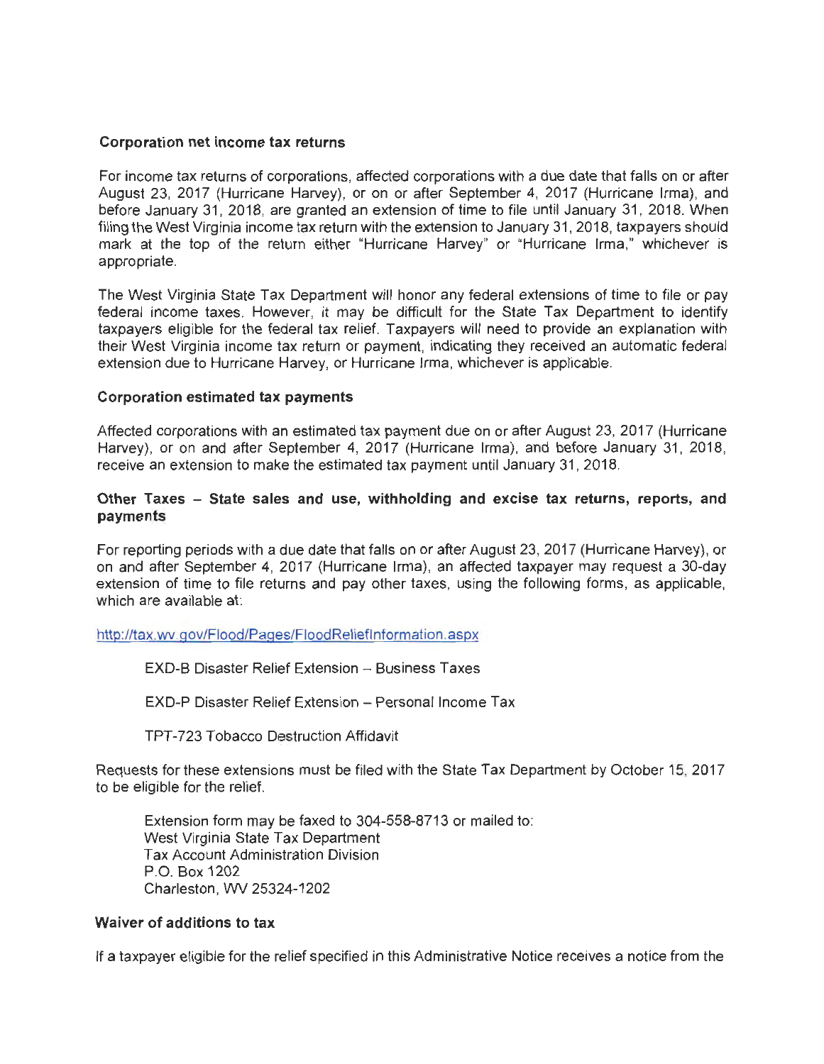**Corporation net income tax returns**

For income tax returns of corporations, affected corporations with a due date that falls on or after August 23, 2017 (Hurricane Harvey), or on or after September 4, 2017 (Hurricane Irma), and before January 31, 2018, are granted an extension of time to file until January 31, 2018. When filing the West Virginia income tax return with the extension to January 31, 2018, taxpayers should mark at the top of the return either "Hurricane Harvey" or "Hurricane Irma," whichever is appropriate.

The West Virginia State Tax Department will honor any federal extensions of time to file or pay federal income taxes. However, it may be difficult for the State Tax Department to identify taxpayers eligible for the federal tax relief. Taxpayers will need to provide an explanation with their West Virginia income tax return or payment, indicating they received an automatic federal extension due to Hurricane Harvey, or Hurricane Irma, whichever is applicable.

**Corporation estimated tax payments**

Affected corporations with an estimated tax payment due on or after August 23, 2017 (Hurricane Harvey), or on and after September 4, 2017 (Hurricane Irma), and before January 31, 2018, receive an extension to make the estimated tax payment until January 31, 2018.

**Other Taxes – State sales and use, withholding and excise tax returns, reports, and payments**

For reporting periods with a due date that falls on or after August 23, 2017 (Hurricane Harvey), or on and after September 4, 2017 (Hurricane Irma), an affected taxpayer may request a 30-day extension of time to file returns and pay other taxes, using the following forms, as applicable, which are available at:

http://tax.wv.gov/Flood/Pages/FloodReliefInformation.aspx

EXD-B Disaster Relief Extension – Business Taxes

EXD-P Disaster Relief Extension – Personal Income Tax

TPT-723 Tobacco Destruction Affidavit

Requests for these extensions must be filed with the State Tax Department by October 15, 2017 to be eligible for the relief.

Extension form may be faxed to 304-558-8713 or mailed to:
West Virginia State Tax Department
Tax Account Administration Division
P.O. Box 1202
Charleston, WV 25324-1202

**Waiver of additions to tax**

If a taxpayer eligible for the relief specified in this Administrative Notice receives a notice from the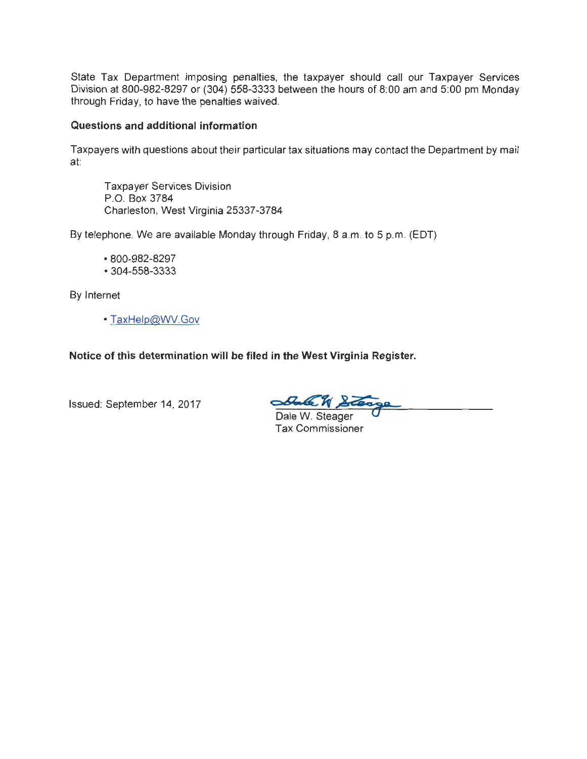State Tax Department imposing penalties, the taxpayer should call our Taxpayer Services Division at 800-982-8297 or (304) 558-3333 between the hours of 8:00 am and 5:00 pm Monday through Friday, to have the penalties waived.

**Questions and additional information**

Taxpayers with questions about their particular tax situations may contact the Department by mail at:

Taxpayer Services Division
P.O. Box 3784
Charleston, West Virginia 25337-3784

By telephone. We are available Monday through Friday, 8 a.m. to 5 p.m. (EDT)

- 800-982-8297
- 304-558-3333

By Internet

- TaxHelp@WV.Gov

**Notice of this determination will be filed in the West Virginia Register.**

Issued: September 14, 2017

Dale W. Steager
Tax Commissioner